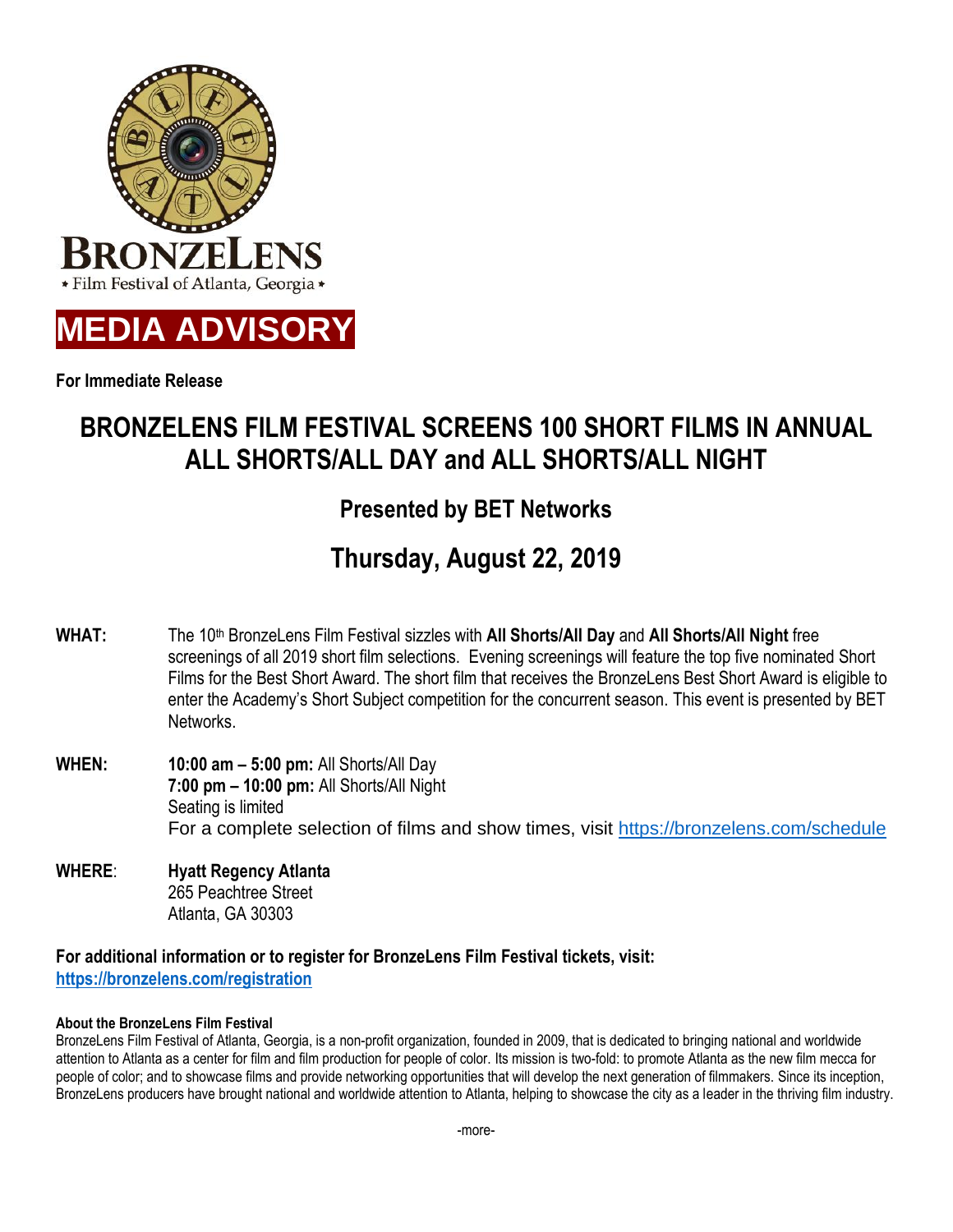BRONZELENS
* Film Festival of Atlanta, Georgia *

# MEDIA ADVISORY

**For Immediate Release**

## BRONZELENS FILM FESTIVAL SCREENS 100 SHORT FILMS IN ANNUAL ALL SHORTS/ALL DAY and ALL SHORTS/ALL NIGHT

### Presented by BET Networks

### Thursday, August 22, 2019

**WHAT:** The 10th BronzeLens Film Festival sizzles with **All Shorts/All Day** and **All Shorts/All Night** free screenings of all 2019 short film selections. Evening screenings will feature the top five nominated Short Films for the Best Short Award. The short film that receives the BronzeLens Best Short Award is eligible to enter the Academy's Short Subject competition for the concurrent season. This event is presented by BET Networks.

**WHEN:** **10:00 am – 5:00 pm:** All Shorts/All Day
**7:00 pm – 10:00 pm:** All Shorts/All Night
Seating is limited
For a complete selection of films and show times, visit https://bronzelens.com/schedule

**WHERE**: **Hyatt Regency Atlanta**
265 Peachtree Street
Atlanta, GA 30303

**For additional information or to register for BronzeLens Film Festival tickets, visit:**
**https://bronzelens.com/registration**

**About the BronzeLens Film Festival**

BronzeLens Film Festival of Atlanta, Georgia, is a non-profit organization, founded in 2009, that is dedicated to bringing national and worldwide attention to Atlanta as a center for film and film production for people of color. Its mission is two-fold: to promote Atlanta as the new film mecca for people of color; and to showcase films and provide networking opportunities that will develop the next generation of filmmakers. Since its inception, BronzeLens producers have brought national and worldwide attention to Atlanta, helping to showcase the city as a leader in the thriving film industry.

-more-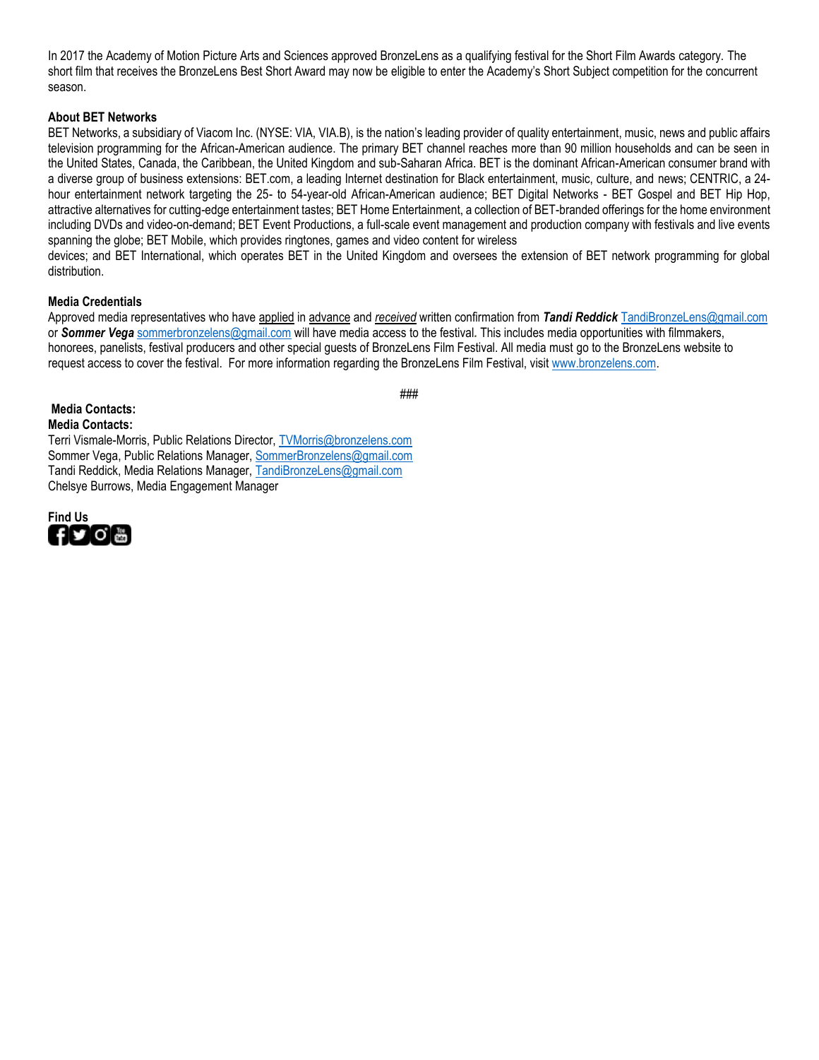In 2017 the Academy of Motion Picture Arts and Sciences approved BronzeLens as a qualifying festival for the Short Film Awards category. The short film that receives the BronzeLens Best Short Award may now be eligible to enter the Academy's Short Subject competition for the concurrent season.

**About BET Networks**

BET Networks, a subsidiary of Viacom Inc. (NYSE: VIA, VIA.B), is the nation's leading provider of quality entertainment, music, news and public affairs television programming for the African-American audience. The primary BET channel reaches more than 90 million households and can be seen in the United States, Canada, the Caribbean, the United Kingdom and sub-Saharan Africa. BET is the dominant African-American consumer brand with a diverse group of business extensions: BET.com, a leading Internet destination for Black entertainment, music, culture, and news; CENTRIC, a 24-hour entertainment network targeting the 25- to 54-year-old African-American audience; BET Digital Networks - BET Gospel and BET Hip Hop, attractive alternatives for cutting-edge entertainment tastes; BET Home Entertainment, a collection of BET-branded offerings for the home environment including DVDs and video-on-demand; BET Event Productions, a full-scale event management and production company with festivals and live events spanning the globe; BET Mobile, which provides ringtones, games and video content for wireless devices; and BET International, which operates BET in the United Kingdom and oversees the extension of BET network programming for global distribution.

**Media Credentials**

Approved media representatives who have applied in advance and *received* written confirmation from ***Tandi Reddick*** TandiBronzeLens@gmail.com or ***Sommer Vega*** sommerbronzelens@gmail.com will have media access to the festival. This includes media opportunities with filmmakers, honorees, panelists, festival producers and other special guests of BronzeLens Film Festival. All media must go to the BronzeLens website to request access to cover the festival. For more information regarding the BronzeLens Film Festival, visit www.bronzelens.com.

###

**Media Contacts:**

**Media Contacts:**

Terri Vismale-Morris, Public Relations Director, TVMorris@bronzelens.com
Sommer Vega, Public Relations Manager, SommerBronzelens@gmail.com
Tandi Reddick, Media Relations Manager, TandiBronzeLens@gmail.com
Chelsye Burrows, Media Engagement Manager

**Find Us**